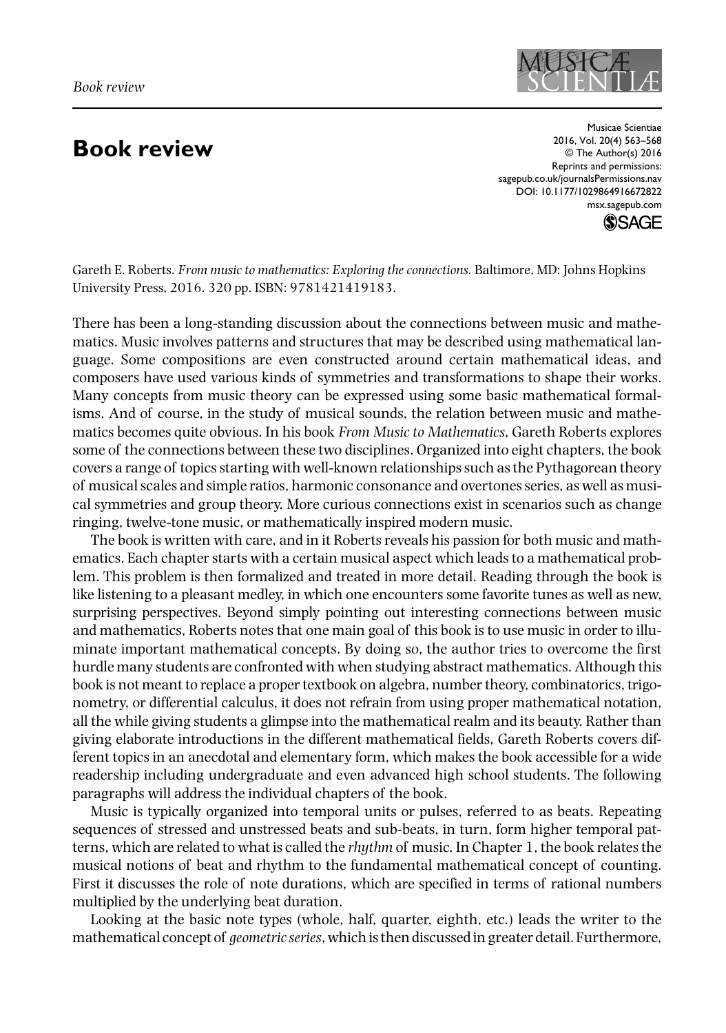# Book review

Gareth E. Roberts. *From music to mathematics: Exploring the connections.* Baltimore, MD: Johns Hopkins University Press, 2016. 320 pp. ISBN: 9781421419183.

There has been a long-standing discussion about the connections between music and mathematics. Music involves patterns and structures that may be described using mathematical language. Some compositions are even constructed around certain mathematical ideas, and composers have used various kinds of symmetries and transformations to shape their works. Many concepts from music theory can be expressed using some basic mathematical formalisms. And of course, in the study of musical sounds, the relation between music and mathematics becomes quite obvious. In his book *From Music to Mathematics*, Gareth Roberts explores some of the connections between these two disciplines. Organized into eight chapters, the book covers a range of topics starting with well-known relationships such as the Pythagorean theory of musical scales and simple ratios, harmonic consonance and overtones series, as well as musical symmetries and group theory. More curious connections exist in scenarios such as change ringing, twelve-tone music, or mathematically inspired modern music.

The book is written with care, and in it Roberts reveals his passion for both music and mathematics. Each chapter starts with a certain musical aspect which leads to a mathematical problem. This problem is then formalized and treated in more detail. Reading through the book is like listening to a pleasant medley, in which one encounters some favorite tunes as well as new, surprising perspectives. Beyond simply pointing out interesting connections between music and mathematics, Roberts notes that one main goal of this book is to use music in order to illuminate important mathematical concepts. By doing so, the author tries to overcome the first hurdle many students are confronted with when studying abstract mathematics. Although this book is not meant to replace a proper textbook on algebra, number theory, combinatorics, trigonometry, or differential calculus, it does not refrain from using proper mathematical notation, all the while giving students a glimpse into the mathematical realm and its beauty. Rather than giving elaborate introductions in the different mathematical fields, Gareth Roberts covers different topics in an anecdotal and elementary form, which makes the book accessible for a wide readership including undergraduate and even advanced high school students. The following paragraphs will address the individual chapters of the book.

Music is typically organized into temporal units or pulses, referred to as beats. Repeating sequences of stressed and unstressed beats and sub-beats, in turn, form higher temporal patterns, which are related to what is called the *rhythm* of music. In Chapter 1, the book relates the musical notions of beat and rhythm to the fundamental mathematical concept of counting. First it discusses the role of note durations, which are specified in terms of rational numbers multiplied by the underlying beat duration.

Looking at the basic note types (whole, half, quarter, eighth, etc.) leads the writer to the mathematical concept of *geometric series*, which is then discussed in greater detail. Furthermore,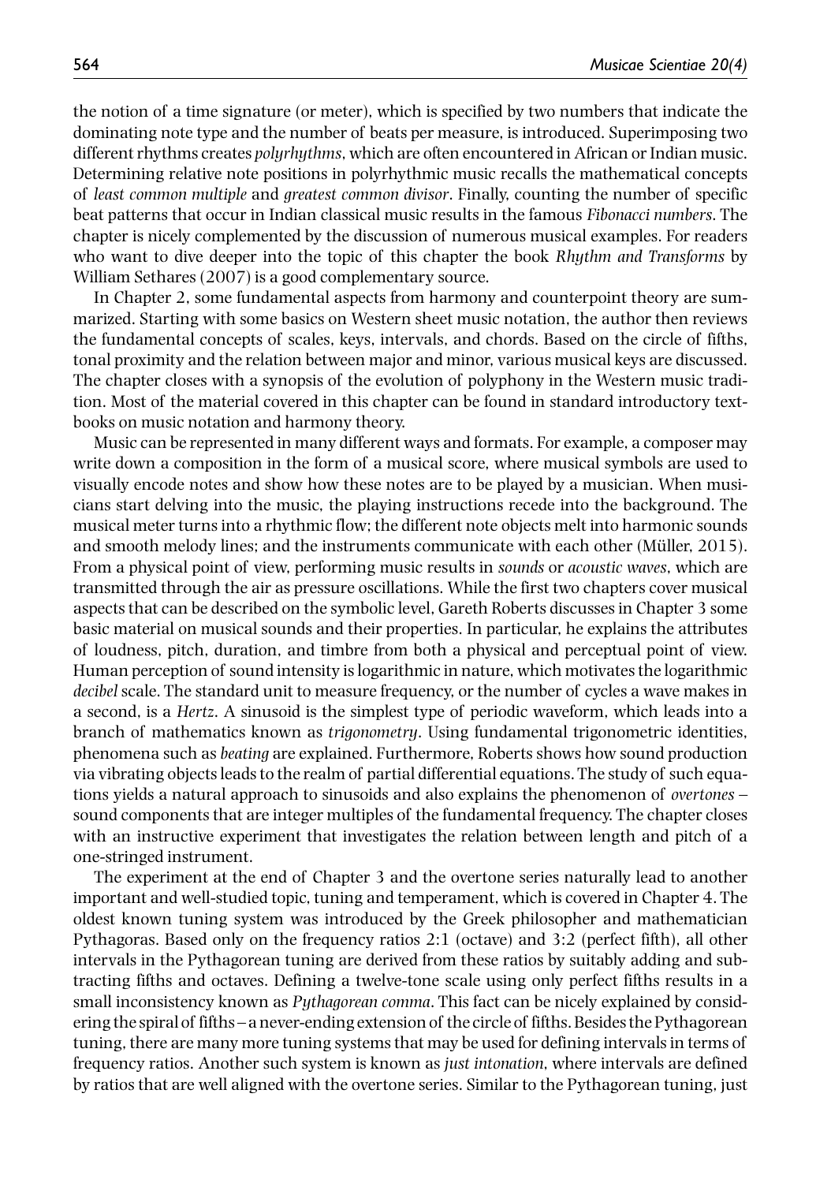the notion of a time signature (or meter), which is specified by two numbers that indicate the dominating note type and the number of beats per measure, is introduced. Superimposing two different rhythms creates *polyrhythms*, which are often encountered in African or Indian music. Determining relative note positions in polyrhythmic music recalls the mathematical concepts of *least common multiple* and *greatest common divisor*. Finally, counting the number of specific beat patterns that occur in Indian classical music results in the famous *Fibonacci numbers*. The chapter is nicely complemented by the discussion of numerous musical examples. For readers who want to dive deeper into the topic of this chapter the book *Rhythm and Transforms* by William Sethares (2007) is a good complementary source.

In Chapter 2, some fundamental aspects from harmony and counterpoint theory are summarized. Starting with some basics on Western sheet music notation, the author then reviews the fundamental concepts of scales, keys, intervals, and chords. Based on the circle of fifths, tonal proximity and the relation between major and minor, various musical keys are discussed. The chapter closes with a synopsis of the evolution of polyphony in the Western music tradition. Most of the material covered in this chapter can be found in standard introductory textbooks on music notation and harmony theory.

Music can be represented in many different ways and formats. For example, a composer may write down a composition in the form of a musical score, where musical symbols are used to visually encode notes and show how these notes are to be played by a musician. When musicians start delving into the music, the playing instructions recede into the background. The musical meter turns into a rhythmic flow; the different note objects melt into harmonic sounds and smooth melody lines; and the instruments communicate with each other (Müller, 2015). From a physical point of view, performing music results in *sounds* or *acoustic waves*, which are transmitted through the air as pressure oscillations. While the first two chapters cover musical aspects that can be described on the symbolic level, Gareth Roberts discusses in Chapter 3 some basic material on musical sounds and their properties. In particular, he explains the attributes of loudness, pitch, duration, and timbre from both a physical and perceptual point of view. Human perception of sound intensity is logarithmic in nature, which motivates the logarithmic *decibel* scale. The standard unit to measure frequency, or the number of cycles a wave makes in a second, is a *Hertz*. A sinusoid is the simplest type of periodic waveform, which leads into a branch of mathematics known as *trigonometry*. Using fundamental trigonometric identities, phenomena such as *beating* are explained. Furthermore, Roberts shows how sound production via vibrating objects leads to the realm of partial differential equations. The study of such equations yields a natural approach to sinusoids and also explains the phenomenon of *overtones* – sound components that are integer multiples of the fundamental frequency. The chapter closes with an instructive experiment that investigates the relation between length and pitch of a one-stringed instrument.

The experiment at the end of Chapter 3 and the overtone series naturally lead to another important and well-studied topic, tuning and temperament, which is covered in Chapter 4. The oldest known tuning system was introduced by the Greek philosopher and mathematician Pythagoras. Based only on the frequency ratios 2:1 (octave) and 3:2 (perfect fifth), all other intervals in the Pythagorean tuning are derived from these ratios by suitably adding and subtracting fifths and octaves. Defining a twelve-tone scale using only perfect fifths results in a small inconsistency known as *Pythagorean comma*. This fact can be nicely explained by considering the spiral of fifths – a never-ending extension of the circle of fifths. Besides the Pythagorean tuning, there are many more tuning systems that may be used for defining intervals in terms of frequency ratios. Another such system is known as *just intonation*, where intervals are defined by ratios that are well aligned with the overtone series. Similar to the Pythagorean tuning, just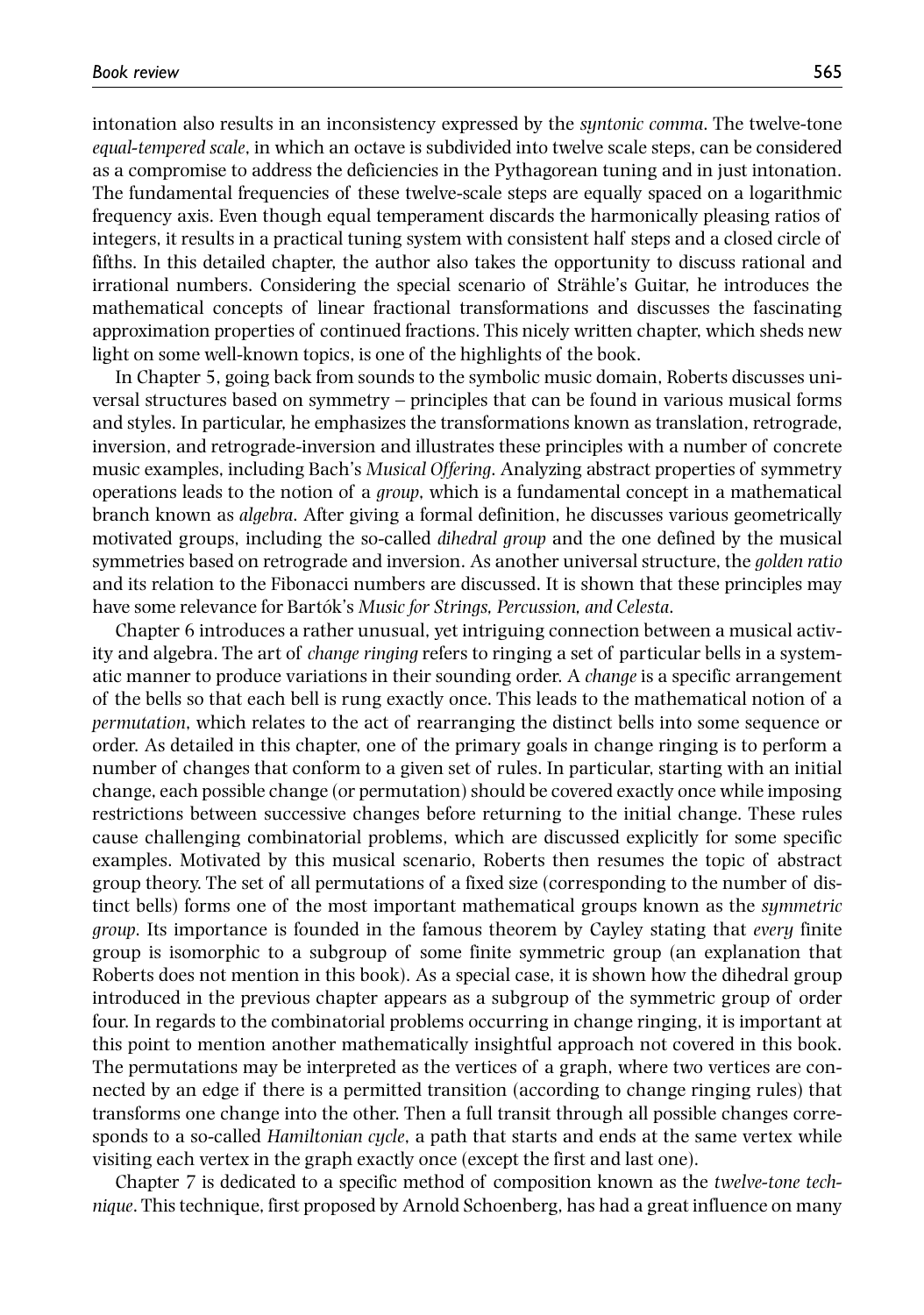intonation also results in an inconsistency expressed by the *syntonic comma*. The twelve-tone *equal-tempered scale*, in which an octave is subdivided into twelve scale steps, can be considered as a compromise to address the deficiencies in the Pythagorean tuning and in just intonation. The fundamental frequencies of these twelve-scale steps are equally spaced on a logarithmic frequency axis. Even though equal temperament discards the harmonically pleasing ratios of integers, it results in a practical tuning system with consistent half steps and a closed circle of fifths. In this detailed chapter, the author also takes the opportunity to discuss rational and irrational numbers. Considering the special scenario of Strähle's Guitar, he introduces the mathematical concepts of linear fractional transformations and discusses the fascinating approximation properties of continued fractions. This nicely written chapter, which sheds new light on some well-known topics, is one of the highlights of the book.

In Chapter 5, going back from sounds to the symbolic music domain, Roberts discusses universal structures based on symmetry – principles that can be found in various musical forms and styles. In particular, he emphasizes the transformations known as translation, retrograde, inversion, and retrograde-inversion and illustrates these principles with a number of concrete music examples, including Bach's *Musical Offering*. Analyzing abstract properties of symmetry operations leads to the notion of a *group*, which is a fundamental concept in a mathematical branch known as *algebra*. After giving a formal definition, he discusses various geometrically motivated groups, including the so-called *dihedral group* and the one defined by the musical symmetries based on retrograde and inversion. As another universal structure, the *golden ratio* and its relation to the Fibonacci numbers are discussed. It is shown that these principles may have some relevance for Bartók's *Music for Strings, Percussion, and Celesta*.

Chapter 6 introduces a rather unusual, yet intriguing connection between a musical activity and algebra. The art of *change ringing* refers to ringing a set of particular bells in a systematic manner to produce variations in their sounding order. A *change* is a specific arrangement of the bells so that each bell is rung exactly once. This leads to the mathematical notion of a *permutation*, which relates to the act of rearranging the distinct bells into some sequence or order. As detailed in this chapter, one of the primary goals in change ringing is to perform a number of changes that conform to a given set of rules. In particular, starting with an initial change, each possible change (or permutation) should be covered exactly once while imposing restrictions between successive changes before returning to the initial change. These rules cause challenging combinatorial problems, which are discussed explicitly for some specific examples. Motivated by this musical scenario, Roberts then resumes the topic of abstract group theory. The set of all permutations of a fixed size (corresponding to the number of distinct bells) forms one of the most important mathematical groups known as the *symmetric group*. Its importance is founded in the famous theorem by Cayley stating that *every* finite group is isomorphic to a subgroup of some finite symmetric group (an explanation that Roberts does not mention in this book). As a special case, it is shown how the dihedral group introduced in the previous chapter appears as a subgroup of the symmetric group of order four. In regards to the combinatorial problems occurring in change ringing, it is important at this point to mention another mathematically insightful approach not covered in this book. The permutations may be interpreted as the vertices of a graph, where two vertices are connected by an edge if there is a permitted transition (according to change ringing rules) that transforms one change into the other. Then a full transit through all possible changes corresponds to a so-called *Hamiltonian cycle*, a path that starts and ends at the same vertex while visiting each vertex in the graph exactly once (except the first and last one).

Chapter 7 is dedicated to a specific method of composition known as the *twelve-tone technique*. This technique, first proposed by Arnold Schoenberg, has had a great influence on many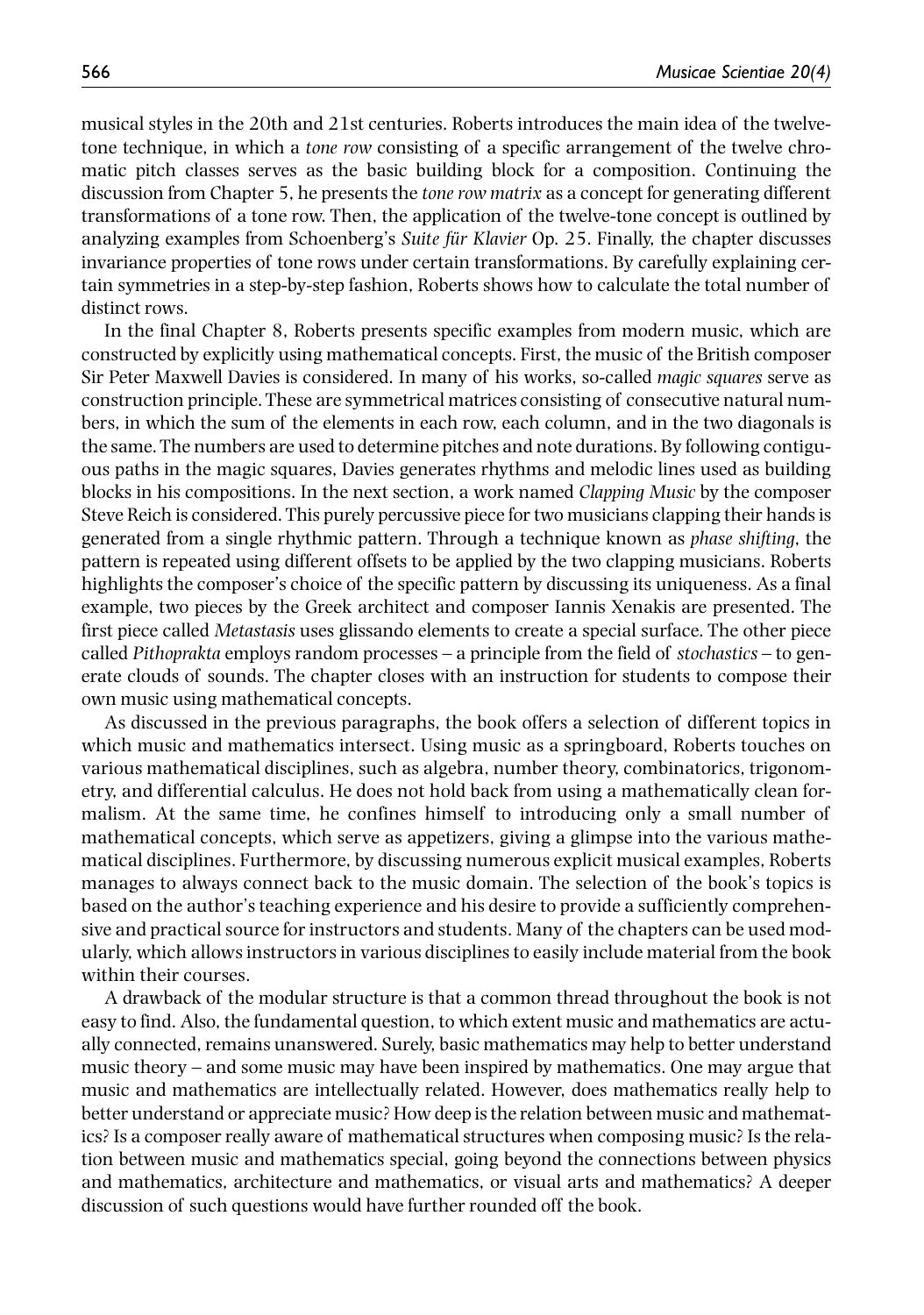musical styles in the 20th and 21st centuries. Roberts introduces the main idea of the twelve-tone technique, in which a *tone row* consisting of a specific arrangement of the twelve chromatic pitch classes serves as the basic building block for a composition. Continuing the discussion from Chapter 5, he presents the *tone row matrix* as a concept for generating different transformations of a tone row. Then, the application of the twelve-tone concept is outlined by analyzing examples from Schoenberg's *Suite für Klavier* Op. 25. Finally, the chapter discusses invariance properties of tone rows under certain transformations. By carefully explaining certain symmetries in a step-by-step fashion, Roberts shows how to calculate the total number of distinct rows.

In the final Chapter 8, Roberts presents specific examples from modern music, which are constructed by explicitly using mathematical concepts. First, the music of the British composer Sir Peter Maxwell Davies is considered. In many of his works, so-called *magic squares* serve as construction principle. These are symmetrical matrices consisting of consecutive natural numbers, in which the sum of the elements in each row, each column, and in the two diagonals is the same. The numbers are used to determine pitches and note durations. By following contiguous paths in the magic squares, Davies generates rhythms and melodic lines used as building blocks in his compositions. In the next section, a work named *Clapping Music* by the composer Steve Reich is considered. This purely percussive piece for two musicians clapping their hands is generated from a single rhythmic pattern. Through a technique known as *phase shifting*, the pattern is repeated using different offsets to be applied by the two clapping musicians. Roberts highlights the composer's choice of the specific pattern by discussing its uniqueness. As a final example, two pieces by the Greek architect and composer Iannis Xenakis are presented. The first piece called *Metastasis* uses glissando elements to create a special surface. The other piece called *Pithoprakta* employs random processes – a principle from the field of *stochastics* – to generate clouds of sounds. The chapter closes with an instruction for students to compose their own music using mathematical concepts.

As discussed in the previous paragraphs, the book offers a selection of different topics in which music and mathematics intersect. Using music as a springboard, Roberts touches on various mathematical disciplines, such as algebra, number theory, combinatorics, trigonometry, and differential calculus. He does not hold back from using a mathematically clean formalism. At the same time, he confines himself to introducing only a small number of mathematical concepts, which serve as appetizers, giving a glimpse into the various mathematical disciplines. Furthermore, by discussing numerous explicit musical examples, Roberts manages to always connect back to the music domain. The selection of the book's topics is based on the author's teaching experience and his desire to provide a sufficiently comprehensive and practical source for instructors and students. Many of the chapters can be used modularly, which allows instructors in various disciplines to easily include material from the book within their courses.

A drawback of the modular structure is that a common thread throughout the book is not easy to find. Also, the fundamental question, to which extent music and mathematics are actually connected, remains unanswered. Surely, basic mathematics may help to better understand music theory – and some music may have been inspired by mathematics. One may argue that music and mathematics are intellectually related. However, does mathematics really help to better understand or appreciate music? How deep is the relation between music and mathematics? Is a composer really aware of mathematical structures when composing music? Is the relation between music and mathematics special, going beyond the connections between physics and mathematics, architecture and mathematics, or visual arts and mathematics? A deeper discussion of such questions would have further rounded off the book.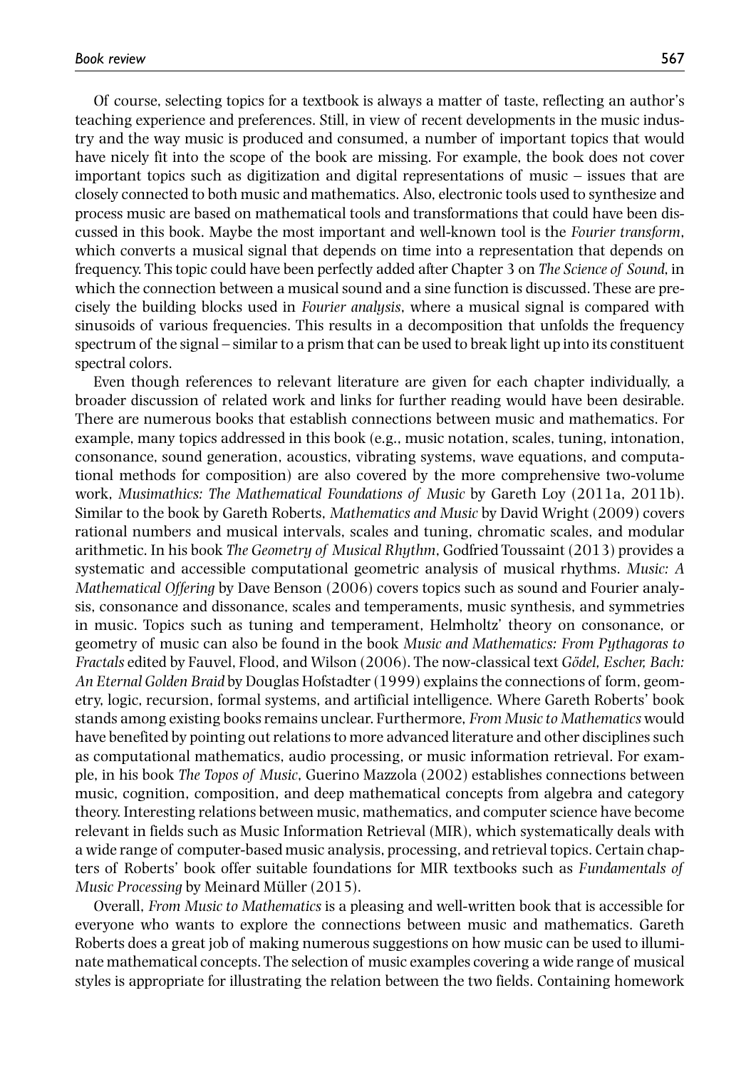Of course, selecting topics for a textbook is always a matter of taste, reflecting an author's teaching experience and preferences. Still, in view of recent developments in the music industry and the way music is produced and consumed, a number of important topics that would have nicely fit into the scope of the book are missing. For example, the book does not cover important topics such as digitization and digital representations of music – issues that are closely connected to both music and mathematics. Also, electronic tools used to synthesize and process music are based on mathematical tools and transformations that could have been discussed in this book. Maybe the most important and well-known tool is the *Fourier transform*, which converts a musical signal that depends on time into a representation that depends on frequency. This topic could have been perfectly added after Chapter 3 on *The Science of Sound*, in which the connection between a musical sound and a sine function is discussed. These are precisely the building blocks used in *Fourier analysis*, where a musical signal is compared with sinusoids of various frequencies. This results in a decomposition that unfolds the frequency spectrum of the signal – similar to a prism that can be used to break light up into its constituent spectral colors.

Even though references to relevant literature are given for each chapter individually, a broader discussion of related work and links for further reading would have been desirable. There are numerous books that establish connections between music and mathematics. For example, many topics addressed in this book (e.g., music notation, scales, tuning, intonation, consonance, sound generation, acoustics, vibrating systems, wave equations, and computational methods for composition) are also covered by the more comprehensive two-volume work, *Musimathics: The Mathematical Foundations of Music* by Gareth Loy (2011a, 2011b). Similar to the book by Gareth Roberts, *Mathematics and Music* by David Wright (2009) covers rational numbers and musical intervals, scales and tuning, chromatic scales, and modular arithmetic. In his book *The Geometry of Musical Rhythm*, Godfried Toussaint (2013) provides a systematic and accessible computational geometric analysis of musical rhythms. *Music: A Mathematical Offering* by Dave Benson (2006) covers topics such as sound and Fourier analysis, consonance and dissonance, scales and temperaments, music synthesis, and symmetries in music. Topics such as tuning and temperament, Helmholtz' theory on consonance, or geometry of music can also be found in the book *Music and Mathematics: From Pythagoras to Fractals* edited by Fauvel, Flood, and Wilson (2006). The now-classical text *Gödel, Escher, Bach: An Eternal Golden Braid* by Douglas Hofstadter (1999) explains the connections of form, geometry, logic, recursion, formal systems, and artificial intelligence. Where Gareth Roberts' book stands among existing books remains unclear. Furthermore, *From Music to Mathematics* would have benefited by pointing out relations to more advanced literature and other disciplines such as computational mathematics, audio processing, or music information retrieval. For example, in his book *The Topos of Music*, Guerino Mazzola (2002) establishes connections between music, cognition, composition, and deep mathematical concepts from algebra and category theory. Interesting relations between music, mathematics, and computer science have become relevant in fields such as Music Information Retrieval (MIR), which systematically deals with a wide range of computer-based music analysis, processing, and retrieval topics. Certain chapters of Roberts' book offer suitable foundations for MIR textbooks such as *Fundamentals of Music Processing* by Meinard Müller (2015).

Overall, *From Music to Mathematics* is a pleasing and well-written book that is accessible for everyone who wants to explore the connections between music and mathematics. Gareth Roberts does a great job of making numerous suggestions on how music can be used to illuminate mathematical concepts. The selection of music examples covering a wide range of musical styles is appropriate for illustrating the relation between the two fields. Containing homework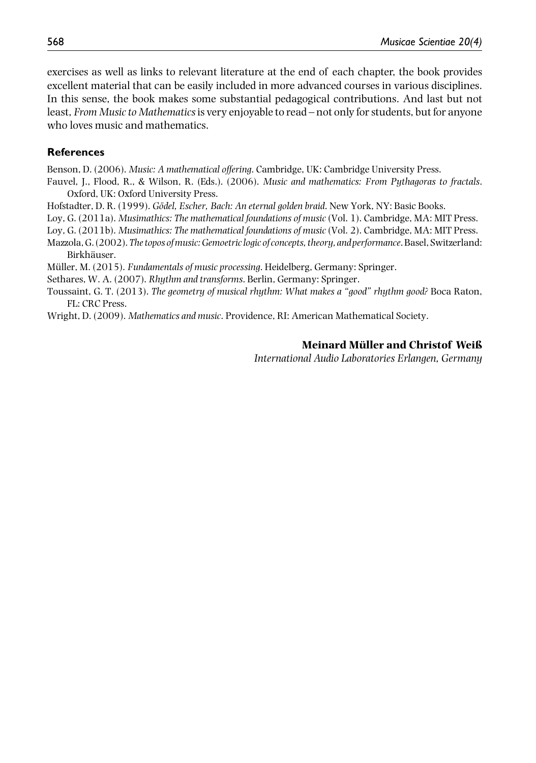exercises as well as links to relevant literature at the end of each chapter, the book provides excellent material that can be easily included in more advanced courses in various disciplines. In this sense, the book makes some substantial pedagogical contributions. And last but not least, *From Music to Mathematics* is very enjoyable to read – not only for students, but for anyone who loves music and mathematics.

## References

Benson, D. (2006). *Music: A mathematical offering*. Cambridge, UK: Cambridge University Press.

Fauvel, J., Flood, R., & Wilson, R. (Eds.). (2006). *Music and mathematics: From Pythagoras to fractals*. Oxford, UK: Oxford University Press.

Hofstadter, D. R. (1999). *Gödel, Escher, Bach: An eternal golden braid*. New York, NY: Basic Books.

Loy, G. (2011a). *Musimathics: The mathematical foundations of music* (Vol. 1). Cambridge, MA: MIT Press.

Loy, G. (2011b). *Musimathics: The mathematical foundations of music* (Vol. 2). Cambridge, MA: MIT Press.

Mazzola, G. (2002). *The topos of music: Gemoetric logic of concepts, theory, and performance*. Basel, Switzerland: Birkhäuser.

Müller, M. (2015). *Fundamentals of music processing*. Heidelberg, Germany: Springer.

Sethares, W. A. (2007). *Rhythm and transforms*. Berlin, Germany: Springer.

Toussaint, G. T. (2013). *The geometry of musical rhythm: What makes a "good" rhythm good?* Boca Raton, FL: CRC Press.

Wright, D. (2009). *Mathematics and music*. Providence, RI: American Mathematical Society.

**Meinard Müller and Christof Weiß**
*International Audio Laboratories Erlangen, Germany*